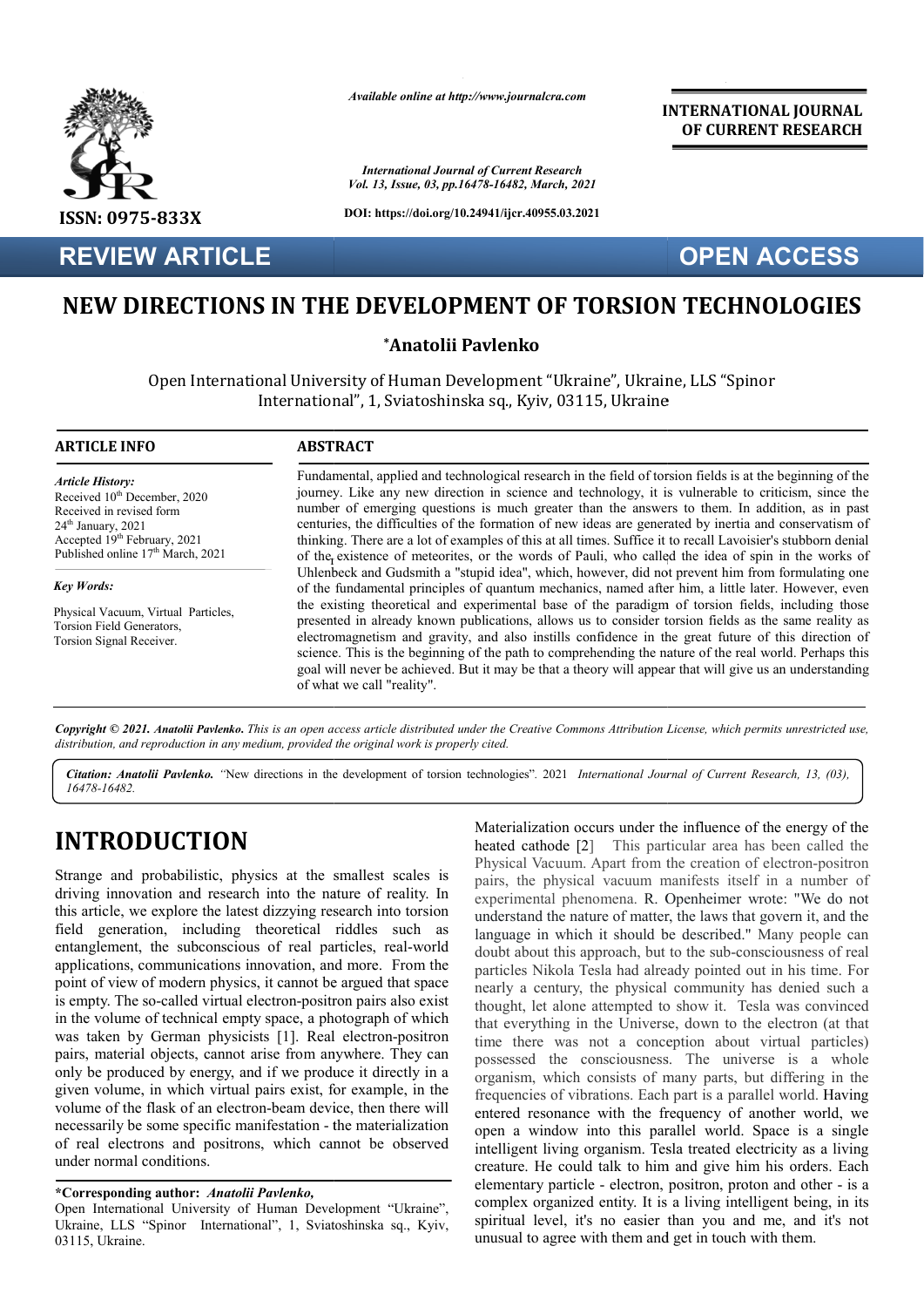*Available online at http://www.journalcra.com*

*International Journal of Current Research*
*Vol. 13, Issue, 03, pp.16478-16482, March, 2021*

**DOI: https://doi.org/10.24941/ijcr.40955.03.2021**

**INTERNATIONAL JOURNAL OF CURRENT RESEARCH**

**ISSN: 0975-833X**

**REVIEW ARTICLE**

**OPEN ACCESS**

# NEW DIRECTIONS IN THE DEVELOPMENT OF TORSION TECHNOLOGIES

**\*Anatolii Pavlenko**

Open International University of Human Development "Ukraine", Ukraine, LLS "Spinor International", 1, Sviatoshinska sq., Kyiv, 03115, Ukraine

### ARTICLE INFO

*Article History:*
Received 10th December, 2020
Received in revised form
24th January, 2021
Accepted 19th February, 2021
Published online 17th March, 2021

*Key Words:*

Physical Vacuum, Virtual Particles, Torsion Field Generators, Torsion Signal Receiver.

### ABSTRACT

Fundamental, applied and technological research in the field of torsion fields is at the beginning of the journey. Like any new direction in science and technology, it is vulnerable to criticism, since the number of emerging questions is much greater than the answers to them. In addition, as in past centuries, the difficulties of the formation of new ideas are generated by inertia and conservatism of thinking. There are a lot of examples of this at all times. Suffice it to recall Lavoisier's stubborn denial of the existence of meteorites, or the words of Pauli, who called the idea of spin in the works of Uhlenbeck and Gudsmith a "stupid idea", which, however, did not prevent him from formulating one of the fundamental principles of quantum mechanics, named after him, a little later. However, even the existing theoretical and experimental base of the paradigm of torsion fields, including those presented in already known publications, allows us to consider torsion fields as the same reality as electromagnetism and gravity, and also instills confidence in the great future of this direction of science. This is the beginning of the path to comprehending the nature of the real world. Perhaps this goal will never be achieved. But it may be that a theory will appear that will give us an understanding of what we call "reality".

***Copyright © 2021. Anatolii Pavlenko.*** *This is an open access article distributed under the Creative Commons Attribution License, which permits unrestricted use, distribution, and reproduction in any medium, provided the original work is properly cited.*

***Citation: Anatolii Pavlenko.*** "New directions in the development of torsion technologies". 2021 *International Journal of Current Research, 13, (03), 16478-16482.*

## INTRODUCTION

Strange and probabilistic, physics at the smallest scales is driving innovation and research into the nature of reality. In this article, we explore the latest dizzying research into torsion field generation, including theoretical riddles such as entanglement, the subconscious of real particles, real-world applications, communications innovation, and more. From the point of view of modern physics, it cannot be argued that space is empty. The so-called virtual electron-positron pairs also exist in the volume of technical empty space, a photograph of which was taken by German physicists [1]. Real electron-positron pairs, material objects, cannot arise from anywhere. They can only be produced by energy, and if we produce it directly in a given volume, in which virtual pairs exist, for example, in the volume of the flask of an electron-beam device, then there will necessarily be some specific manifestation - the materialization of real electrons and positrons, which cannot be observed under normal conditions.

Materialization occurs under the influence of the energy of the heated cathode [2] This particular area has been called the Physical Vacuum. Apart from the creation of electron-positron pairs, the physical vacuum manifests itself in a number of experimental phenomena. R. Openheimer wrote: "We do not understand the nature of matter, the laws that govern it, and the language in which it should be described." Many people can doubt about this approach, but to the sub-consciousness of real particles Nikola Tesla had already pointed out in his time. For nearly a century, the physical community has denied such a thought, let alone attempted to show it. Tesla was convinced that everything in the Universe, down to the electron (at that time there was not a conception about virtual particles) possessed the consciousness. The universe is a whole organism, which consists of many parts, but differing in the frequencies of vibrations. Each part is a parallel world. Having entered resonance with the frequency of another world, we open a window into this parallel world. Space is a single intelligent living organism. Tesla treated electricity as a living creature. He could talk to him and give him his orders. Each elementary particle - electron, positron, proton and other - is a complex organized entity. It is a living intelligent being, in its spiritual level, it's no easier than you and me, and it's not unusual to agree with them and get in touch with them.

**\*Corresponding author:** ***Anatolii Pavlenko,***
Open International University of Human Development "Ukraine", Ukraine, LLS "Spinor International", 1, Sviatoshinska sq., Kyiv, 03115, Ukraine.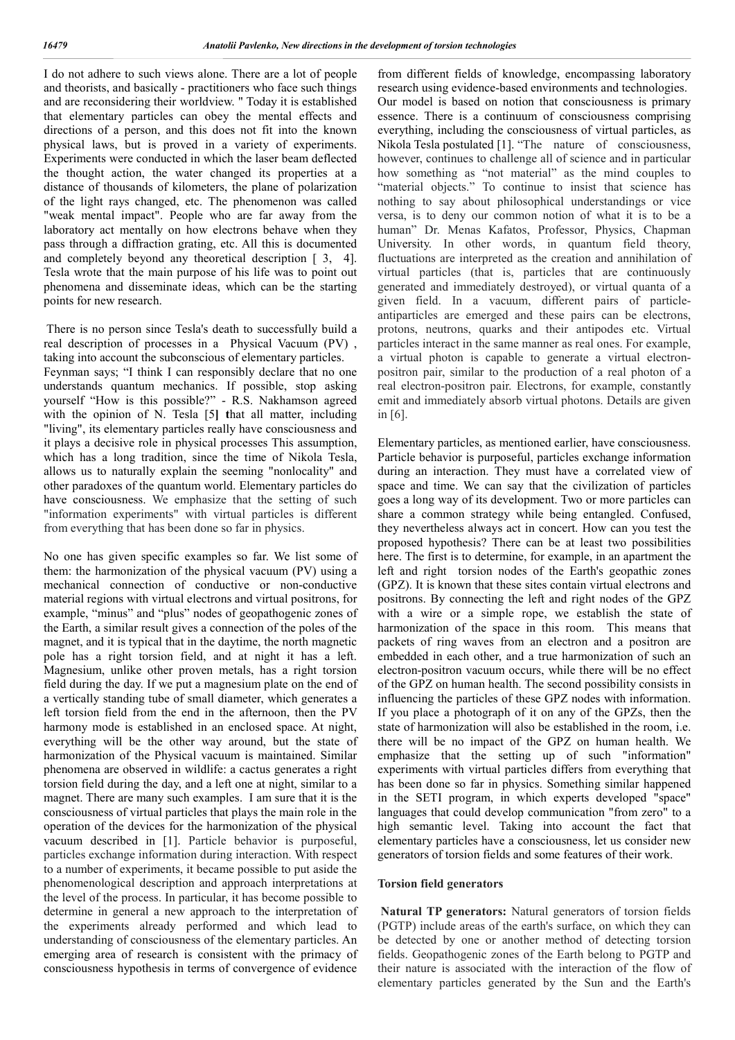I do not adhere to such views alone. There are a lot of people and theorists, and basically - practitioners who face such things and are reconsidering their worldview. " Today it is established that elementary particles can obey the mental effects and directions of a person, and this does not fit into the known physical laws, but is proved in a variety of experiments. Experiments were conducted in which the laser beam deflected the thought action, the water changed its properties at a distance of thousands of kilometers, the plane of polarization of the light rays changed, etc. The phenomenon was called "weak mental impact". People who are far away from the laboratory act mentally on how electrons behave when they pass through a diffraction grating, etc. All this is documented and completely beyond any theoretical description [ 3, 4]. Tesla wrote that the main purpose of his life was to point out phenomena and disseminate ideas, which can be the starting points for new research.

There is no person since Tesla's death to successfully build a real description of processes in a Physical Vacuum (PV) , taking into account the subconscious of elementary particles. Feynman says; "I think I can responsibly declare that no one understands quantum mechanics. If possible, stop asking yourself "How is this possible?" - R.S. Nakhamson agreed with the opinion of N. Tesla [5] that all matter, including "living", its elementary particles really have consciousness and it plays a decisive role in physical processes This assumption, which has a long tradition, since the time of Nikola Tesla, allows us to naturally explain the seeming "nonlocality" and other paradoxes of the quantum world. Elementary particles do have consciousness. We emphasize that the setting of such "information experiments" with virtual particles is different from everything that has been done so far in physics.

No one has given specific examples so far. We list some of them: the harmonization of the physical vacuum (PV) using a mechanical connection of conductive or non-conductive material regions with virtual electrons and virtual positrons, for example, "minus" and "plus" nodes of geopathogenic zones of the Earth, a similar result gives a connection of the poles of the magnet, and it is typical that in the daytime, the north magnetic pole has a right torsion field, and at night it has a left. Magnesium, unlike other proven metals, has a right torsion field during the day. If we put a magnesium plate on the end of a vertically standing tube of small diameter, which generates a left torsion field from the end in the afternoon, then the PV harmony mode is established in an enclosed space. At night, everything will be the other way around, but the state of harmonization of the Physical vacuum is maintained. Similar phenomena are observed in wildlife: a cactus generates a right torsion field during the day, and a left one at night, similar to a magnet. There are many such examples. I am sure that it is the consciousness of virtual particles that plays the main role in the operation of the devices for the harmonization of the physical vacuum described in [1]. Particle behavior is purposeful, particles exchange information during interaction. With respect to a number of experiments, it became possible to put aside the phenomenological description and approach interpretations at the level of the process. In particular, it has become possible to determine in general a new approach to the interpretation of the experiments already performed and which lead to understanding of consciousness of the elementary particles. An emerging area of research is consistent with the primacy of consciousness hypothesis in terms of convergence of evidence from different fields of knowledge, encompassing laboratory research using evidence-based environments and technologies. Our model is based on notion that consciousness is primary essence. There is a continuum of consciousness comprising everything, including the consciousness of virtual particles, as Nikola Tesla postulated [1]. "The nature of consciousness, however, continues to challenge all of science and in particular how something as "not material" as the mind couples to "material objects." To continue to insist that science has nothing to say about philosophical understandings or vice versa, is to deny our common notion of what it is to be a human" Dr. Menas Kafatos, Professor, Physics, Chapman University. In other words, in quantum field theory, fluctuations are interpreted as the creation and annihilation of virtual particles (that is, particles that are continuously generated and immediately destroyed), or virtual quanta of a given field. In a vacuum, different pairs of particle-antiparticles are emerged and these pairs can be electrons, protons, neutrons, quarks and their antipodes etc. Virtual particles interact in the same manner as real ones. For example, a virtual photon is capable to generate a virtual electron-positron pair, similar to the production of a real photon of a real electron-positron pair. Electrons, for example, constantly emit and immediately absorb virtual photons. Details are given in [6].

Elementary particles, as mentioned earlier, have consciousness. Particle behavior is purposeful, particles exchange information during an interaction. They must have a correlated view of space and time. We can say that the civilization of particles goes a long way of its development. Two or more particles can share a common strategy while being entangled. Confused, they nevertheless always act in concert. How can you test the proposed hypothesis? There can be at least two possibilities here. The first is to determine, for example, in an apartment the left and right torsion nodes of the Earth's geopathic zones (GPZ). It is known that these sites contain virtual electrons and positrons. By connecting the left and right nodes of the GPZ with a wire or a simple rope, we establish the state of harmonization of the space in this room. This means that packets of ring waves from an electron and a positron are embedded in each other, and a true harmonization of such an electron-positron vacuum occurs, while there will be no effect of the GPZ on human health. The second possibility consists in influencing the particles of these GPZ nodes with information. If you place a photograph of it on any of the GPZs, then the state of harmonization will also be established in the room, i.e. there will be no impact of the GPZ on human health. We emphasize that the setting up of such "information" experiments with virtual particles differs from everything that has been done so far in physics. Something similar happened in the SETI program, in which experts developed "space" languages that could develop communication "from zero" to a high semantic level. Taking into account the fact that elementary particles have a consciousness, let us consider new generators of torsion fields and some features of their work.

## Torsion field generators

**Natural TP generators:** Natural generators of torsion fields (PGTP) include areas of the earth's surface, on which they can be detected by one or another method of detecting torsion fields. Geopathogenic zones of the Earth belong to PGTP and their nature is associated with the interaction of the flow of elementary particles generated by the Sun and the Earth's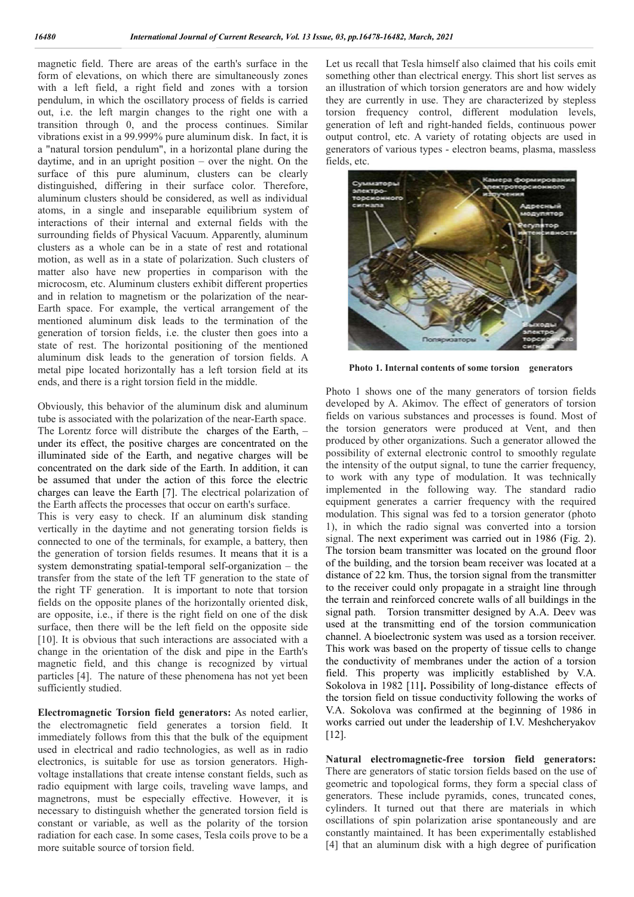magnetic field. There are areas of the earth's surface in the form of elevations, on which there are simultaneously zones with a left field, a right field and zones with a torsion pendulum, in which the oscillatory process of fields is carried out, i.e. the left margin changes to the right one with a transition through 0, and the process continues. Similar vibrations exist in a 99.999% pure aluminum disk. In fact, it is a "natural torsion pendulum", in a horizontal plane during the daytime, and in an upright position – over the night. On the surface of this pure aluminum, clusters can be clearly distinguished, differing in their surface color. Therefore, aluminum clusters should be considered, as well as individual atoms, in a single and inseparable equilibrium system of interactions of their internal and external fields with the surrounding fields of Physical Vacuum. Apparently, aluminum clusters as a whole can be in a state of rest and rotational motion, as well as in a state of polarization. Such clusters of matter also have new properties in comparison with the microcosm, etc. Aluminum clusters exhibit different properties and in relation to magnetism or the polarization of the near-Earth space. For example, the vertical arrangement of the mentioned aluminum disk leads to the termination of the generation of torsion fields, i.e. the cluster then goes into a state of rest. The horizontal positioning of the mentioned aluminum disk leads to the generation of torsion fields. A metal pipe located horizontally has a left torsion field at its ends, and there is a right torsion field in the middle.

Obviously, this behavior of the aluminum disk and aluminum tube is associated with the polarization of the near-Earth space. The Lorentz force will distribute the charges of the Earth, – under its effect, the positive charges are concentrated on the illuminated side of the Earth, and negative charges will be concentrated on the dark side of the Earth. In addition, it can be assumed that under the action of this force the electric charges can leave the Earth [7]. The electrical polarization of the Earth affects the processes that occur on earth's surface.
This is very easy to check. If an aluminum disk standing vertically in the daytime and not generating torsion fields is connected to one of the terminals, for example, a battery, then the generation of torsion fields resumes. It means that it is a system demonstrating spatial-temporal self-organization – the transfer from the state of the left TF generation to the state of the right TF generation. It is important to note that torsion fields on the opposite planes of the horizontally oriented disk, are opposite, i.e., if there is the right field on one of the disk surface, then there will be the left field on the opposite side [10]. It is obvious that such interactions are associated with a change in the orientation of the disk and pipe in the Earth's magnetic field, and this change is recognized by virtual particles [4]. The nature of these phenomena has not yet been sufficiently studied.

**Electromagnetic Torsion field generators:** As noted earlier, the electromagnetic field generates a torsion field. It immediately follows from this that the bulk of the equipment used in electrical and radio technologies, as well as in radio electronics, is suitable for use as torsion generators. High-voltage installations that create intense constant fields, such as radio equipment with large coils, traveling wave lamps, and magnetrons, must be especially effective. However, it is necessary to distinguish whether the generated torsion field is constant or variable, as well as the polarity of the torsion radiation for each case. In some cases, Tesla coils prove to be a more suitable source of torsion field.

Let us recall that Tesla himself also claimed that his coils emit something other than electrical energy. This short list serves as an illustration of which torsion generators are and how widely they are currently in use. They are characterized by stepless torsion frequency control, different modulation levels, generation of left and right-handed fields, continuous power output control, etc. A variety of rotating objects are used in generators of various types - electron beams, plasma, massless fields, etc.

**Photo 1. Internal contents of some torsion generators**

Photo 1 shows one of the many generators of torsion fields developed by A. Akimov. The effect of generators of torsion fields on various substances and processes is found. Most of the torsion generators were produced at Vent, and then produced by other organizations. Such a generator allowed the possibility of external electronic control to smoothly regulate the intensity of the output signal, to tune the carrier frequency, to work with any type of modulation. It was technically implemented in the following way. The standard radio equipment generates a carrier frequency with the required modulation. This signal was fed to a torsion generator (photo 1), in which the radio signal was converted into a torsion signal. The next experiment was carried out in 1986 (Fig. 2). The torsion beam transmitter was located on the ground floor of the building, and the torsion beam receiver was located at a distance of 22 km. Thus, the torsion signal from the transmitter to the receiver could only propagate in a straight line through the terrain and reinforced concrete walls of all buildings in the signal path. Torsion transmitter designed by A.A. Deev was used at the transmitting end of the torsion communication channel. A bioelectronic system was used as a torsion receiver. This work was based on the property of tissue cells to change the conductivity of membranes under the action of a torsion field. This property was implicitly established by V.A. Sokolova in 1982 [11]. Possibility of long-distance effects of the torsion field on tissue conductivity following the works of V.A. Sokolova was confirmed at the beginning of 1986 in works carried out under the leadership of I.V. Meshcheryakov [12].

**Natural electromagnetic-free torsion field generators:** There are generators of static torsion fields based on the use of geometric and topological forms, they form a special class of generators. These include pyramids, cones, truncated cones, cylinders. It turned out that there are materials in which oscillations of spin polarization arise spontaneously and are constantly maintained. It has been experimentally established [4] that an aluminum disk with a high degree of purification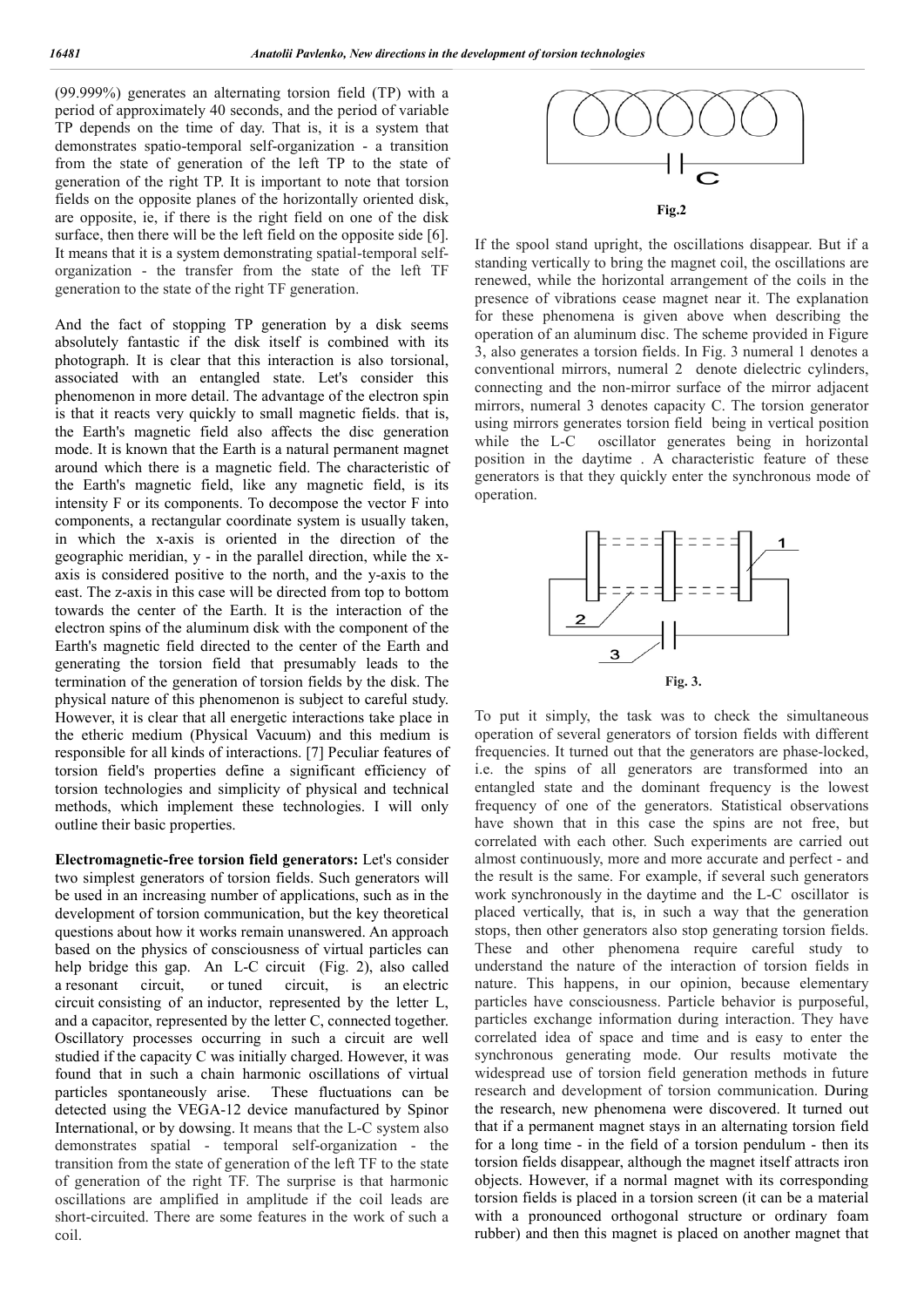(99.999%) generates an alternating torsion field (TP) with a period of approximately 40 seconds, and the period of variable TP depends on the time of day. That is, it is a system that demonstrates spatio-temporal self-organization - a transition from the state of generation of the left TP to the state of generation of the right TP. It is important to note that torsion fields on the opposite planes of the horizontally oriented disk, are opposite, ie, if there is the right field on one of the disk surface, then there will be the left field on the opposite side [6]. It means that it is a system demonstrating spatial-temporal self-organization - the transfer from the state of the left TF generation to the state of the right TF generation.

And the fact of stopping TP generation by a disk seems absolutely fantastic if the disk itself is combined with its photograph. It is clear that this interaction is also torsional, associated with an entangled state. Let's consider this phenomenon in more detail. The advantage of the electron spin is that it reacts very quickly to small magnetic fields. that is, the Earth's magnetic field also affects the disc generation mode. It is known that the Earth is a natural permanent magnet around which there is a magnetic field. The characteristic of the Earth's magnetic field, like any magnetic field, is its intensity F or its components. To decompose the vector F into components, a rectangular coordinate system is usually taken, in which the x-axis is oriented in the direction of the geographic meridian, y - in the parallel direction, while the x-axis is considered positive to the north, and the y-axis to the east. The z-axis in this case will be directed from top to bottom towards the center of the Earth. It is the interaction of the electron spins of the aluminum disk with the component of the Earth's magnetic field directed to the center of the Earth and generating the torsion field that presumably leads to the termination of the generation of torsion fields by the disk. The physical nature of this phenomenon is subject to careful study. However, it is clear that all energetic interactions take place in the etheric medium (Physical Vacuum) and this medium is responsible for all kinds of interactions. [7] Peculiar features of torsion field's properties define a significant efficiency of torsion technologies and simplicity of physical and technical methods, which implement these technologies. I will only outline their basic properties.

**Electromagnetic-free torsion field generators:** Let's consider two simplest generators of torsion fields. Such generators will be used in an increasing number of applications, such as in the development of torsion communication, but the key theoretical questions about how it works remain unanswered. An approach based on the physics of consciousness of virtual particles can help bridge this gap. An L-C circuit (Fig. 2), also called a resonant circuit, or tuned circuit, is an electric circuit consisting of an inductor, represented by the letter L, and a capacitor, represented by the letter C, connected together. Oscillatory processes occurring in such a circuit are well studied if the capacity C was initially charged. However, it was found that in such a chain harmonic oscillations of virtual particles spontaneously arise. These fluctuations can be detected using the VEGA-12 device manufactured by Spinor International, or by dowsing. It means that the L-C system also demonstrates spatial - temporal self-organization - the transition from the state of generation of the left TF to the state of generation of the right TF. The surprise is that harmonic oscillations are amplified in amplitude if the coil leads are short-circuited. There are some features in the work of such a coil.

Fig.2

If the spool stand upright, the oscillations disappear. But if a standing vertically to bring the magnet coil, the oscillations are renewed, while the horizontal arrangement of the coils in the presence of vibrations cease magnet near it. The explanation for these phenomena is given above when describing the operation of an aluminum disc. The scheme provided in Figure 3, also generates a torsion fields. In Fig. 3 numeral 1 denotes a conventional mirrors, numeral 2 denote dielectric cylinders, connecting and the non-mirror surface of the mirror adjacent mirrors, numeral 3 denotes capacity C. The torsion generator using mirrors generates torsion field being in vertical position while the L-C oscillator generates being in horizontal position in the daytime . A characteristic feature of these generators is that they quickly enter the synchronous mode of operation.

Fig. 3.

To put it simply, the task was to check the simultaneous operation of several generators of torsion fields with different frequencies. It turned out that the generators are phase-locked, i.e. the spins of all generators are transformed into an entangled state and the dominant frequency is the lowest frequency of one of the generators. Statistical observations have shown that in this case the spins are not free, but correlated with each other. Such experiments are carried out almost continuously, more and more accurate and perfect - and the result is the same. For example, if several such generators work synchronously in the daytime and the L-C oscillator is placed vertically, that is, in such a way that the generation stops, then other generators also stop generating torsion fields. These and other phenomena require careful study to understand the nature of the interaction of torsion fields in nature. This happens, in our opinion, because elementary particles have consciousness. Particle behavior is purposeful, particles exchange information during interaction. They have correlated idea of space and time and is easy to enter the synchronous generating mode. Our results motivate the widespread use of torsion field generation methods in future research and development of torsion communication. During the research, new phenomena were discovered. It turned out that if a permanent magnet stays in an alternating torsion field for a long time - in the field of a torsion pendulum - then its torsion fields disappear, although the magnet itself attracts iron objects. However, if a normal magnet with its corresponding torsion fields is placed in a torsion screen (it can be a material with a pronounced orthogonal structure or ordinary foam rubber) and then this magnet is placed on another magnet that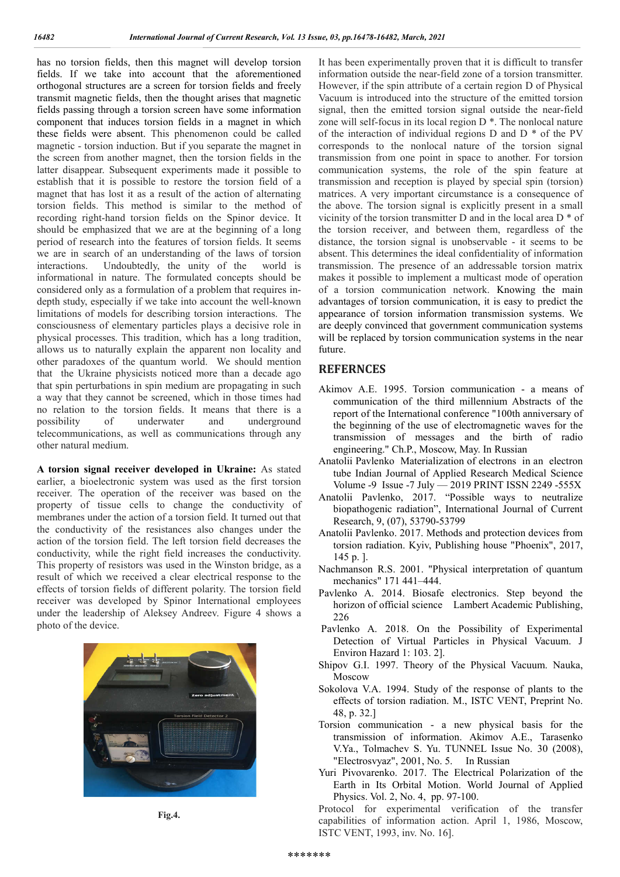has no torsion fields, then this magnet will develop torsion fields. If we take into account that the aforementioned orthogonal structures are a screen for torsion fields and freely transmit magnetic fields, then the thought arises that magnetic fields passing through a torsion screen have some information component that induces torsion fields in a magnet in which these fields were absent. This phenomenon could be called magnetic - torsion induction. But if you separate the magnet in the screen from another magnet, then the torsion fields in the latter disappear. Subsequent experiments made it possible to establish that it is possible to restore the torsion field of a magnet that has lost it as a result of the action of alternating torsion fields. This method is similar to the method of recording right-hand torsion fields on the Spinor device. It should be emphasized that we are at the beginning of a long period of research into the features of torsion fields. It seems we are in search of an understanding of the laws of torsion interactions. Undoubtedly, the unity of the world is informational in nature. The formulated concepts should be considered only as a formulation of a problem that requires in-depth study, especially if we take into account the well-known limitations of models for describing torsion interactions. The consciousness of elementary particles plays a decisive role in physical processes. This tradition, which has a long tradition, allows us to naturally explain the apparent non locality and other paradoxes of the quantum world. We should mention that the Ukraine physicists noticed more than a decade ago that spin perturbations in spin medium are propagating in such a way that they cannot be screened, which in those times had no relation to the torsion fields. It means that there is a possibility of underwater and underground telecommunications, as well as communications through any other natural medium.

**A torsion signal receiver developed in Ukraine:** As stated earlier, a bioelectronic system was used as the first torsion receiver. The operation of the receiver was based on the property of tissue cells to change the conductivity of membranes under the action of a torsion field. It turned out that the conductivity of the resistances also changes under the action of the torsion field. The left torsion field decreases the conductivity, while the right field increases the conductivity. This property of resistors was used in the Winston bridge, as a result of which we received a clear electrical response to the effects of torsion fields of different polarity. The torsion field receiver was developed by Spinor International employees under the leadership of Aleksey Andreev. Figure 4 shows a photo of the device.

**Fig.4.**

It has been experimentally proven that it is difficult to transfer information outside the near-field zone of a torsion transmitter. However, if the spin attribute of a certain region D of Physical Vacuum is introduced into the structure of the emitted torsion signal, then the emitted torsion signal outside the near-field zone will self-focus in its local region D *. The nonlocal nature of the interaction of individual regions D and D * of the PV corresponds to the nonlocal nature of the torsion signal transmission from one point in space to another. For torsion communication systems, the role of the spin feature at transmission and reception is played by special spin (torsion) matrices. A very important circumstance is a consequence of the above. The torsion signal is explicitly present in a small vicinity of the torsion transmitter D and in the local area D * of the torsion receiver, and between them, regardless of the distance, the torsion signal is unobservable - it seems to be absent. This determines the ideal confidentiality of information transmission. The presence of an addressable torsion matrix makes it possible to implement a multicast mode of operation of a torsion communication network. Knowing the main advantages of torsion communication, it is easy to predict the appearance of torsion information transmission systems. We are deeply convinced that government communication systems will be replaced by torsion communication systems in the near future.

## REFERNCES

Akimov A.E. 1995. Torsion communication - a means of communication of the third millennium Abstracts of the report of the International conference "100th anniversary of the beginning of the use of electromagnetic waves for the transmission of messages and the birth of radio engineering." Ch.P., Moscow, May. In Russian

Anatolii Pavlenko Materialization of electrons in an electron tube Indian Journal of Applied Research Medical Science Volume -9 Issue -7 July — 2019 PRINT ISSN 2249 -555X

Anatolii Pavlenko, 2017. "Possible ways to neutralize biopathogenic radiation", International Journal of Current Research, 9, (07), 53790-53799

Anatolii Pavlenko. 2017. Methods and protection devices from torsion radiation. Kyiv, Publishing house "Phoenix", 2017, 145 p. ].

Nachmanson R.S. 2001. "Physical interpretation of quantum mechanics" 171 441–444.

Pavlenko A. 2014. Biosafe electronics. Step beyond the horizon of official science Lambert Academic Publishing, 226

Pavlenko A. 2018. On the Possibility of Experimental Detection of Virtual Particles in Physical Vacuum. J Environ Hazard 1: 103. 2].

Shipov G.I. 1997. Theory of the Physical Vacuum. Nauka, Moscow

Sokolova V.A. 1994. Study of the response of plants to the effects of torsion radiation. M., ISTC VENT, Preprint No. 48, p. 32.]

Torsion communication - a new physical basis for the transmission of information. Akimov A.E., Tarasenko V.Ya., Tolmachev S. Yu. TUNNEL Issue No. 30 (2008), "Electrosvyaz", 2001, No. 5. In Russian

Yuri Pivovarenko. 2017. The Electrical Polarization of the Earth in Its Orbital Motion. World Journal of Applied Physics. Vol. 2, No. 4, pp. 97-100.

Protocol for experimental verification of the transfer capabilities of information action. April 1, 1986, Moscow, ISTC VENT, 1993, inv. No. 16].

*******